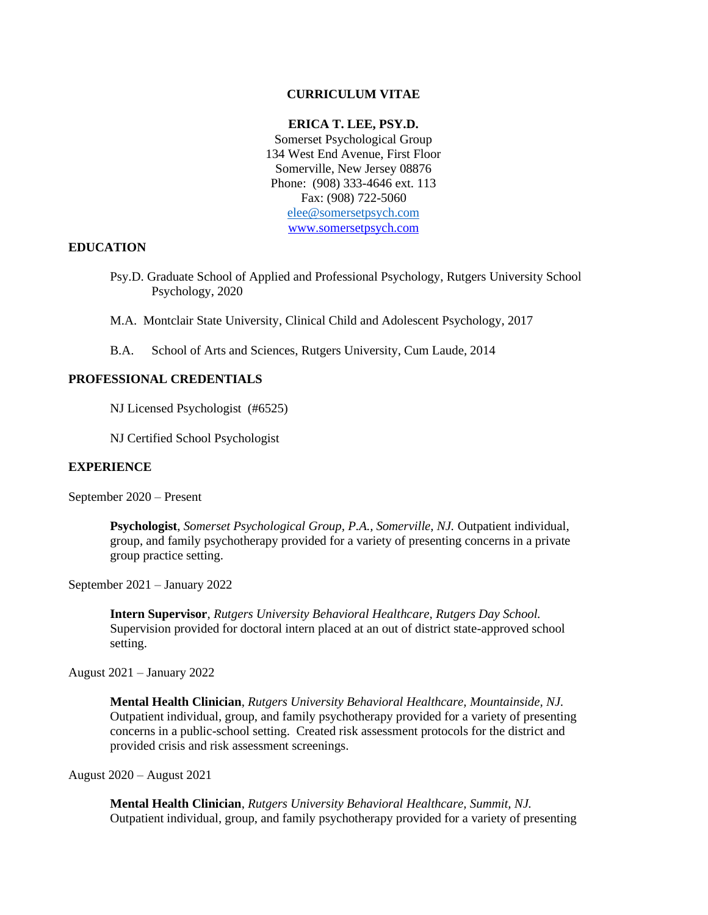# CURRICULUM VITAE

## ERICA T. LEE, PSY.D.

Somerset Psychological Group
134 West End Avenue, First Floor
Somerville, New Jersey 08876
Phone: (908) 333-4646 ext. 113
Fax: (908) 722-5060
elee@somersetpsych.com
www.somersetpsych.com

## EDUCATION

Psy.D. Graduate School of Applied and Professional Psychology, Rutgers University School Psychology, 2020

M.A. Montclair State University, Clinical Child and Adolescent Psychology, 2017

B.A. School of Arts and Sciences, Rutgers University, Cum Laude, 2014

## PROFESSIONAL CREDENTIALS

NJ Licensed Psychologist (#6525)

NJ Certified School Psychologist

## EXPERIENCE

September 2020 – Present

**Psychologist**, *Somerset Psychological Group, P.A., Somerville, NJ.* Outpatient individual, group, and family psychotherapy provided for a variety of presenting concerns in a private group practice setting.

September 2021 – January 2022

**Intern Supervisor**, *Rutgers University Behavioral Healthcare, Rutgers Day School.* Supervision provided for doctoral intern placed at an out of district state-approved school setting.

August 2021 – January 2022

**Mental Health Clinician**, *Rutgers University Behavioral Healthcare, Mountainside, NJ.* Outpatient individual, group, and family psychotherapy provided for a variety of presenting concerns in a public-school setting. Created risk assessment protocols for the district and provided crisis and risk assessment screenings.

August 2020 – August 2021

**Mental Health Clinician**, *Rutgers University Behavioral Healthcare, Summit, NJ.* Outpatient individual, group, and family psychotherapy provided for a variety of presenting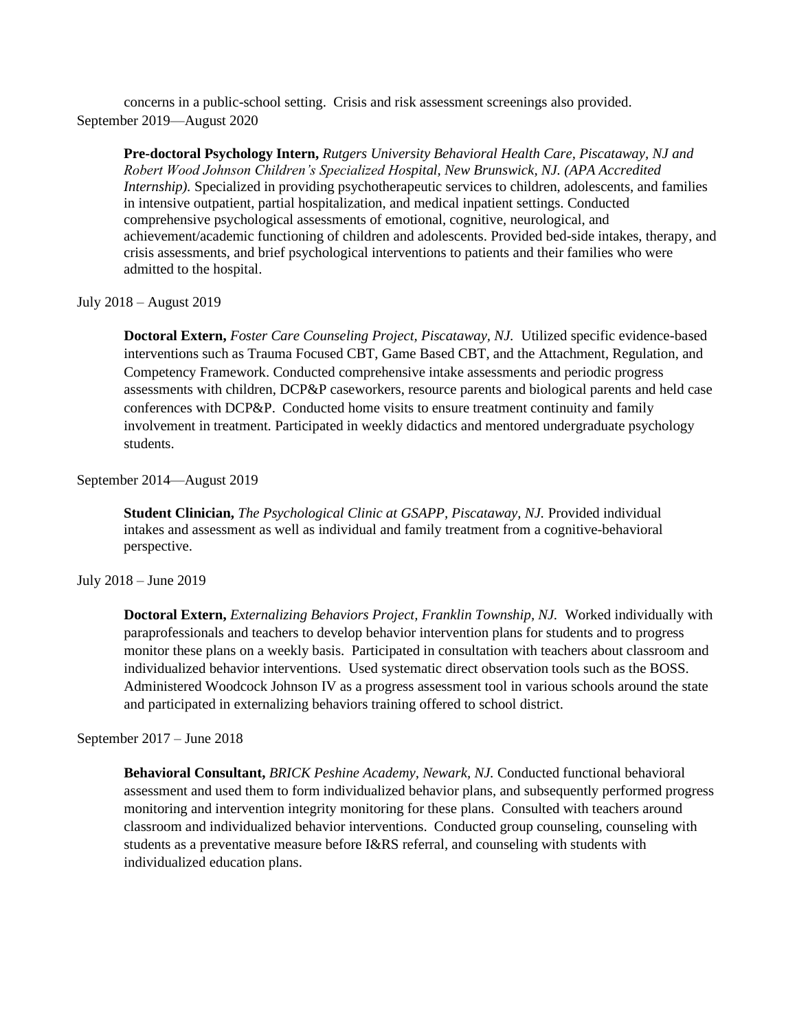concerns in a public-school setting. Crisis and risk assessment screenings also provided.

September 2019—August 2020

**Pre-doctoral Psychology Intern,** *Rutgers University Behavioral Health Care, Piscataway, NJ and Robert Wood Johnson Children's Specialized Hospital, New Brunswick, NJ. (APA Accredited Internship).* Specialized in providing psychotherapeutic services to children, adolescents, and families in intensive outpatient, partial hospitalization, and medical inpatient settings. Conducted comprehensive psychological assessments of emotional, cognitive, neurological, and achievement/academic functioning of children and adolescents. Provided bed-side intakes, therapy, and crisis assessments, and brief psychological interventions to patients and their families who were admitted to the hospital.

July 2018 – August 2019

**Doctoral Extern,** *Foster Care Counseling Project, Piscataway, NJ.* Utilized specific evidence-based interventions such as Trauma Focused CBT, Game Based CBT, and the Attachment, Regulation, and Competency Framework. Conducted comprehensive intake assessments and periodic progress assessments with children, DCP&P caseworkers, resource parents and biological parents and held case conferences with DCP&P. Conducted home visits to ensure treatment continuity and family involvement in treatment. Participated in weekly didactics and mentored undergraduate psychology students.

September 2014—August 2019

**Student Clinician,** *The Psychological Clinic at GSAPP, Piscataway, NJ.* Provided individual intakes and assessment as well as individual and family treatment from a cognitive-behavioral perspective.

July 2018 – June 2019

**Doctoral Extern,** *Externalizing Behaviors Project, Franklin Township, NJ.* Worked individually with paraprofessionals and teachers to develop behavior intervention plans for students and to progress monitor these plans on a weekly basis. Participated in consultation with teachers about classroom and individualized behavior interventions. Used systematic direct observation tools such as the BOSS. Administered Woodcock Johnson IV as a progress assessment tool in various schools around the state and participated in externalizing behaviors training offered to school district.

September 2017 – June 2018

**Behavioral Consultant,** *BRICK Peshine Academy, Newark, NJ.* Conducted functional behavioral assessment and used them to form individualized behavior plans, and subsequently performed progress monitoring and intervention integrity monitoring for these plans. Consulted with teachers around classroom and individualized behavior interventions. Conducted group counseling, counseling with students as a preventative measure before I&RS referral, and counseling with students with individualized education plans.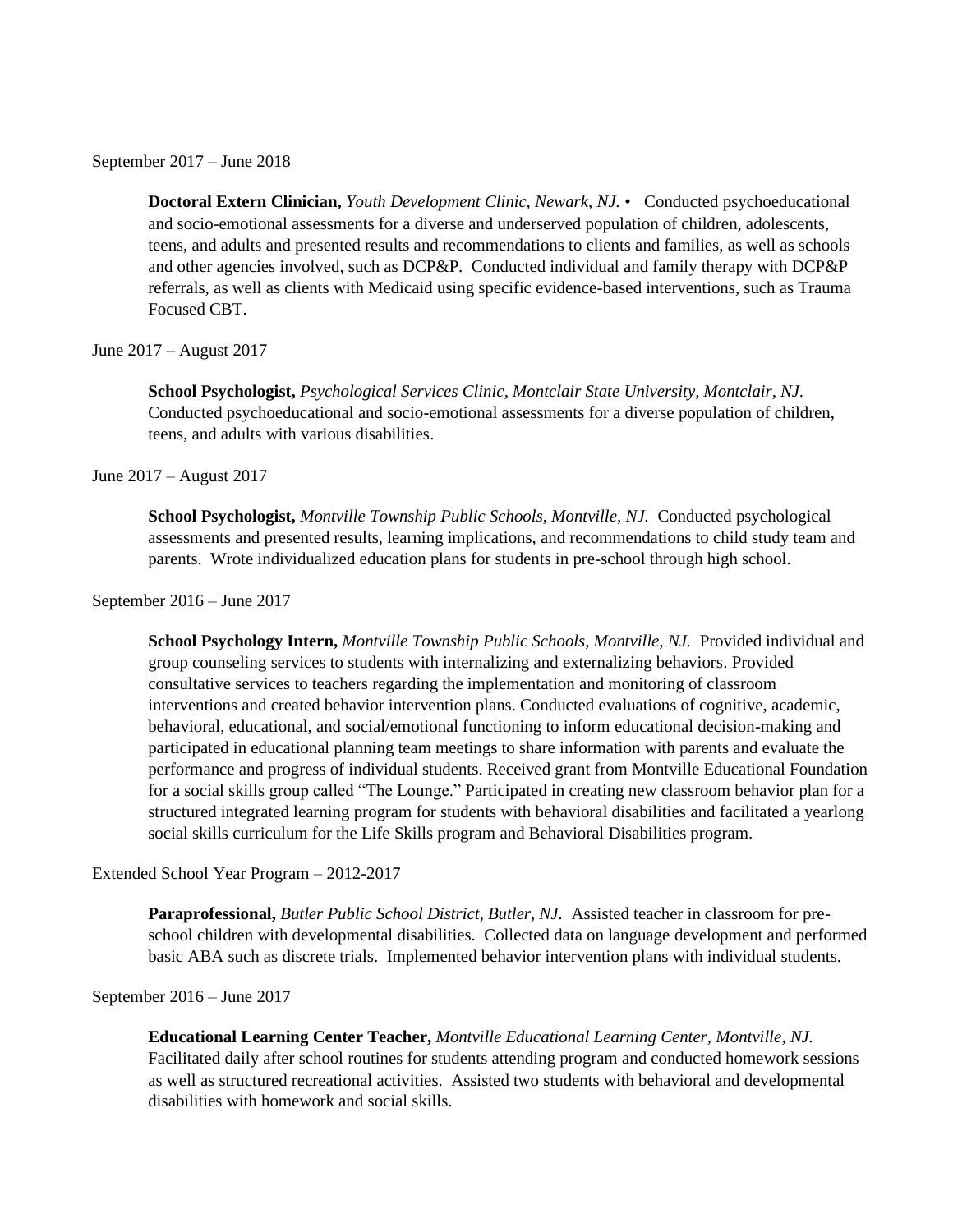September 2017 – June 2018

**Doctoral Extern Clinician,** *Youth Development Clinic, Newark, NJ.* • Conducted psychoeducational and socio-emotional assessments for a diverse and underserved population of children, adolescents, teens, and adults and presented results and recommendations to clients and families, as well as schools and other agencies involved, such as DCP&P. Conducted individual and family therapy with DCP&P referrals, as well as clients with Medicaid using specific evidence-based interventions, such as Trauma Focused CBT.

June 2017 – August 2017

**School Psychologist,** *Psychological Services Clinic, Montclair State University, Montclair, NJ.* Conducted psychoeducational and socio-emotional assessments for a diverse population of children, teens, and adults with various disabilities.

June 2017 – August 2017

**School Psychologist,** *Montville Township Public Schools, Montville, NJ.* Conducted psychological assessments and presented results, learning implications, and recommendations to child study team and parents. Wrote individualized education plans for students in pre-school through high school.

September 2016 – June 2017

**School Psychology Intern,** *Montville Township Public Schools, Montville, NJ.* Provided individual and group counseling services to students with internalizing and externalizing behaviors. Provided consultative services to teachers regarding the implementation and monitoring of classroom interventions and created behavior intervention plans. Conducted evaluations of cognitive, academic, behavioral, educational, and social/emotional functioning to inform educational decision-making and participated in educational planning team meetings to share information with parents and evaluate the performance and progress of individual students. Received grant from Montville Educational Foundation for a social skills group called "The Lounge." Participated in creating new classroom behavior plan for a structured integrated learning program for students with behavioral disabilities and facilitated a yearlong social skills curriculum for the Life Skills program and Behavioral Disabilities program.

Extended School Year Program – 2012-2017

**Paraprofessional,** *Butler Public School District, Butler, NJ.* Assisted teacher in classroom for pre-school children with developmental disabilities. Collected data on language development and performed basic ABA such as discrete trials. Implemented behavior intervention plans with individual students.

September 2016 – June 2017

**Educational Learning Center Teacher,** *Montville Educational Learning Center, Montville, NJ.* Facilitated daily after school routines for students attending program and conducted homework sessions as well as structured recreational activities. Assisted two students with behavioral and developmental disabilities with homework and social skills.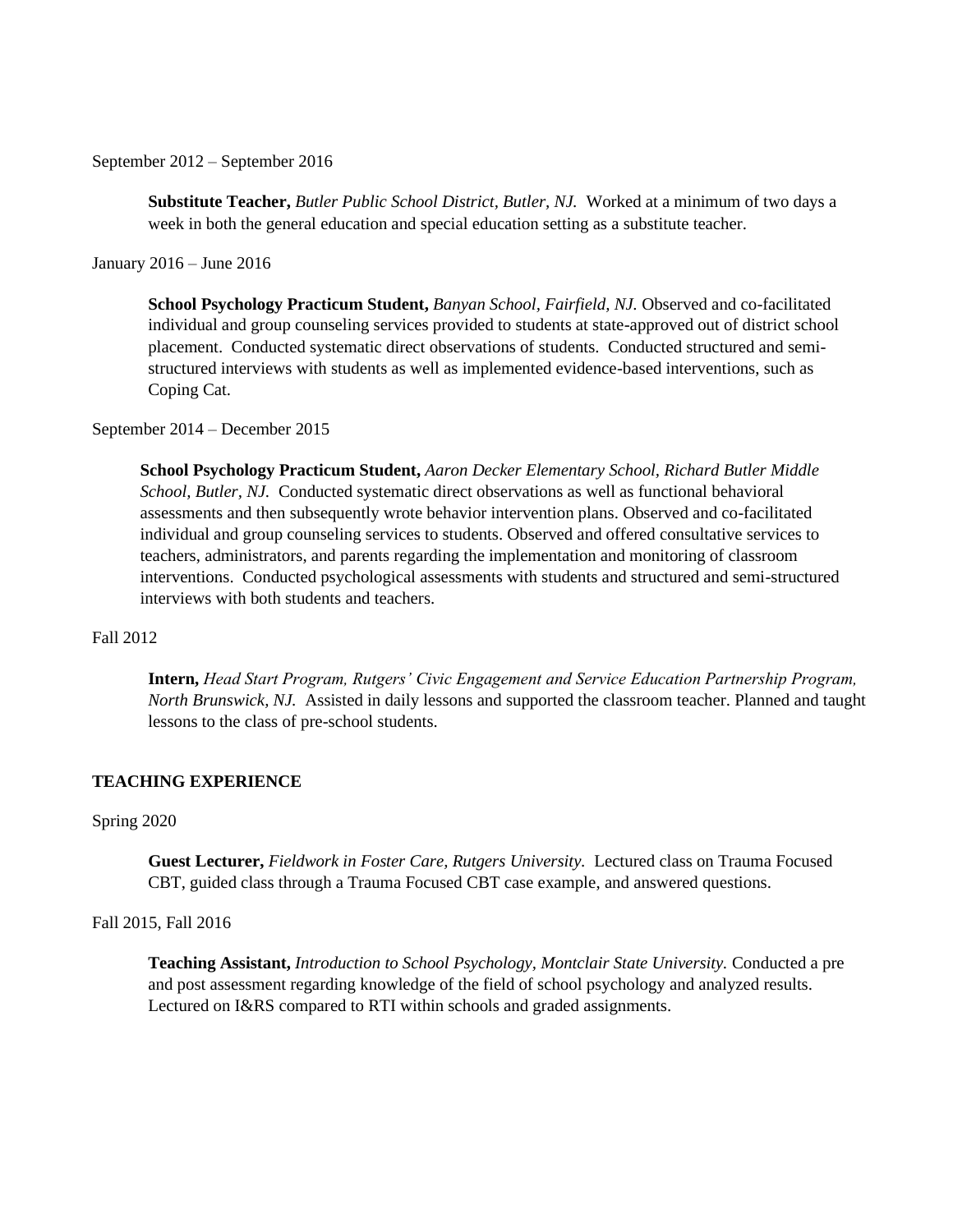September 2012 – September 2016

**Substitute Teacher,** *Butler Public School District, Butler, NJ.* Worked at a minimum of two days a week in both the general education and special education setting as a substitute teacher.

January 2016 – June 2016

**School Psychology Practicum Student,** *Banyan School, Fairfield, NJ.* Observed and co-facilitated individual and group counseling services provided to students at state-approved out of district school placement. Conducted systematic direct observations of students. Conducted structured and semi-structured interviews with students as well as implemented evidence-based interventions, such as Coping Cat.

September 2014 – December 2015

**School Psychology Practicum Student,** *Aaron Decker Elementary School, Richard Butler Middle School, Butler, NJ.* Conducted systematic direct observations as well as functional behavioral assessments and then subsequently wrote behavior intervention plans. Observed and co-facilitated individual and group counseling services to students. Observed and offered consultative services to teachers, administrators, and parents regarding the implementation and monitoring of classroom interventions. Conducted psychological assessments with students and structured and semi-structured interviews with both students and teachers.

Fall 2012

**Intern,** *Head Start Program, Rutgers' Civic Engagement and Service Education Partnership Program, North Brunswick, NJ.* Assisted in daily lessons and supported the classroom teacher. Planned and taught lessons to the class of pre-school students.

**TEACHING EXPERIENCE**

Spring 2020

**Guest Lecturer,** *Fieldwork in Foster Care, Rutgers University.* Lectured class on Trauma Focused CBT, guided class through a Trauma Focused CBT case example, and answered questions.

Fall 2015, Fall 2016

**Teaching Assistant,** *Introduction to School Psychology, Montclair State University.* Conducted a pre and post assessment regarding knowledge of the field of school psychology and analyzed results. Lectured on I&RS compared to RTI within schools and graded assignments.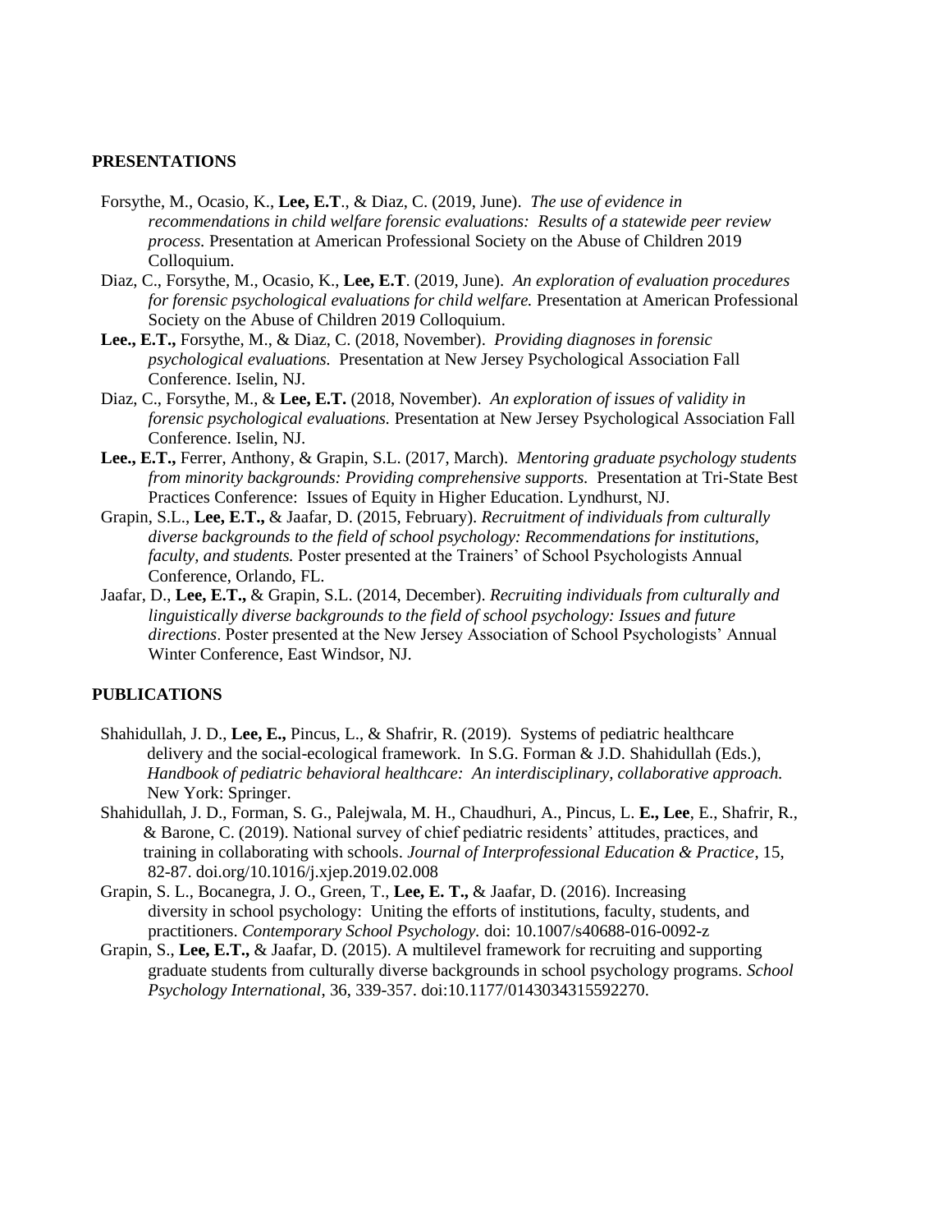## PRESENTATIONS

Forsythe, M., Ocasio, K., **Lee, E.T**., & Diaz, C. (2019, June). *The use of evidence in recommendations in child welfare forensic evaluations: Results of a statewide peer review process.* Presentation at American Professional Society on the Abuse of Children 2019 Colloquium.

Diaz, C., Forsythe, M., Ocasio, K., **Lee, E.T**. (2019, June). *An exploration of evaluation procedures for forensic psychological evaluations for child welfare.* Presentation at American Professional Society on the Abuse of Children 2019 Colloquium.

**Lee., E.T.,** Forsythe, M., & Diaz, C. (2018, November). *Providing diagnoses in forensic psychological evaluations.* Presentation at New Jersey Psychological Association Fall Conference. Iselin, NJ.

Diaz, C., Forsythe, M., & **Lee, E.T.** (2018, November). *An exploration of issues of validity in forensic psychological evaluations.* Presentation at New Jersey Psychological Association Fall Conference. Iselin, NJ.

**Lee., E.T.,** Ferrer, Anthony, & Grapin, S.L. (2017, March). *Mentoring graduate psychology students from minority backgrounds: Providing comprehensive supports.* Presentation at Tri-State Best Practices Conference: Issues of Equity in Higher Education. Lyndhurst, NJ.

Grapin, S.L., **Lee, E.T.,** & Jaafar, D. (2015, February). *Recruitment of individuals from culturally diverse backgrounds to the field of school psychology: Recommendations for institutions, faculty, and students.* Poster presented at the Trainers' of School Psychologists Annual Conference, Orlando, FL.

Jaafar, D., **Lee, E.T.,** & Grapin, S.L. (2014, December). *Recruiting individuals from culturally and linguistically diverse backgrounds to the field of school psychology: Issues and future directions*. Poster presented at the New Jersey Association of School Psychologists' Annual Winter Conference, East Windsor, NJ.

## PUBLICATIONS

Shahidullah, J. D., **Lee, E.,** Pincus, L., & Shafrir, R. (2019). Systems of pediatric healthcare delivery and the social-ecological framework. In S.G. Forman & J.D. Shahidullah (Eds.), *Handbook of pediatric behavioral healthcare: An interdisciplinary, collaborative approach.* New York: Springer.

Shahidullah, J. D., Forman, S. G., Palejwala, M. H., Chaudhuri, A., Pincus, L. **E., Lee**, E., Shafrir, R., & Barone, C. (2019). National survey of chief pediatric residents' attitudes, practices, and training in collaborating with schools. *Journal of Interprofessional Education & Practice*, 15, 82-87. doi.org/10.1016/j.xjep.2019.02.008

Grapin, S. L., Bocanegra, J. O., Green, T., **Lee, E. T.,** & Jaafar, D. (2016). Increasing diversity in school psychology: Uniting the efforts of institutions, faculty, students, and practitioners. *Contemporary School Psychology.* doi: 10.1007/s40688-016-0092-z

Grapin, S., **Lee, E.T.,** & Jaafar, D. (2015). A multilevel framework for recruiting and supporting graduate students from culturally diverse backgrounds in school psychology programs. *School Psychology International*, 36, 339-357. doi:10.1177/0143034315592270.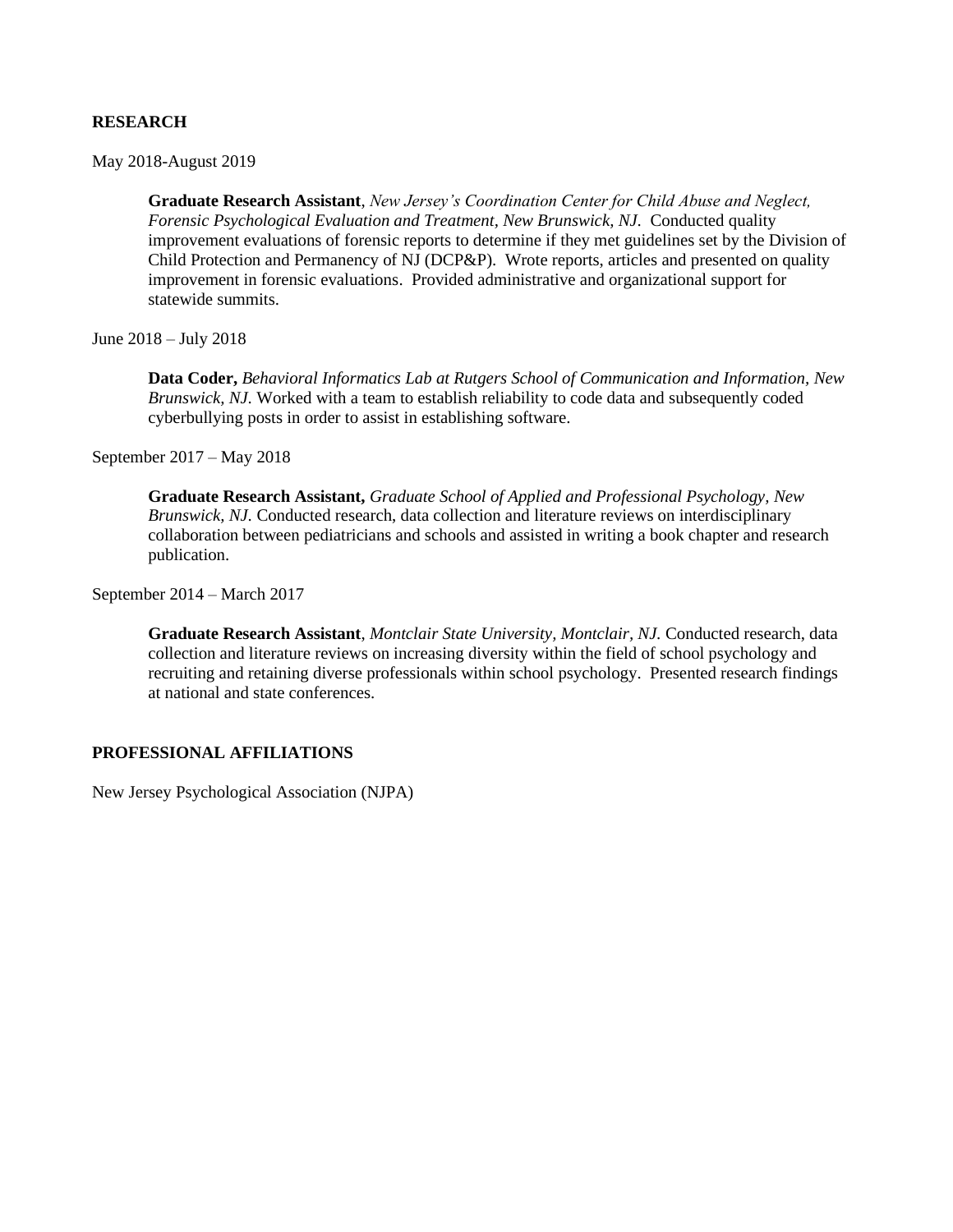## RESEARCH

May 2018-August 2019

**Graduate Research Assistant**, *New Jersey's Coordination Center for Child Abuse and Neglect, Forensic Psychological Evaluation and Treatment, New Brunswick, NJ.* Conducted quality improvement evaluations of forensic reports to determine if they met guidelines set by the Division of Child Protection and Permanency of NJ (DCP&P). Wrote reports, articles and presented on quality improvement in forensic evaluations. Provided administrative and organizational support for statewide summits.

June 2018 – July 2018

**Data Coder,** *Behavioral Informatics Lab at Rutgers School of Communication and Information, New Brunswick, NJ.* Worked with a team to establish reliability to code data and subsequently coded cyberbullying posts in order to assist in establishing software.

September 2017 – May 2018

**Graduate Research Assistant,** *Graduate School of Applied and Professional Psychology, New Brunswick, NJ.* Conducted research, data collection and literature reviews on interdisciplinary collaboration between pediatricians and schools and assisted in writing a book chapter and research publication.

September 2014 – March 2017

**Graduate Research Assistant**, *Montclair State University, Montclair, NJ.* Conducted research, data collection and literature reviews on increasing diversity within the field of school psychology and recruiting and retaining diverse professionals within school psychology. Presented research findings at national and state conferences.

## PROFESSIONAL AFFILIATIONS

New Jersey Psychological Association (NJPA)